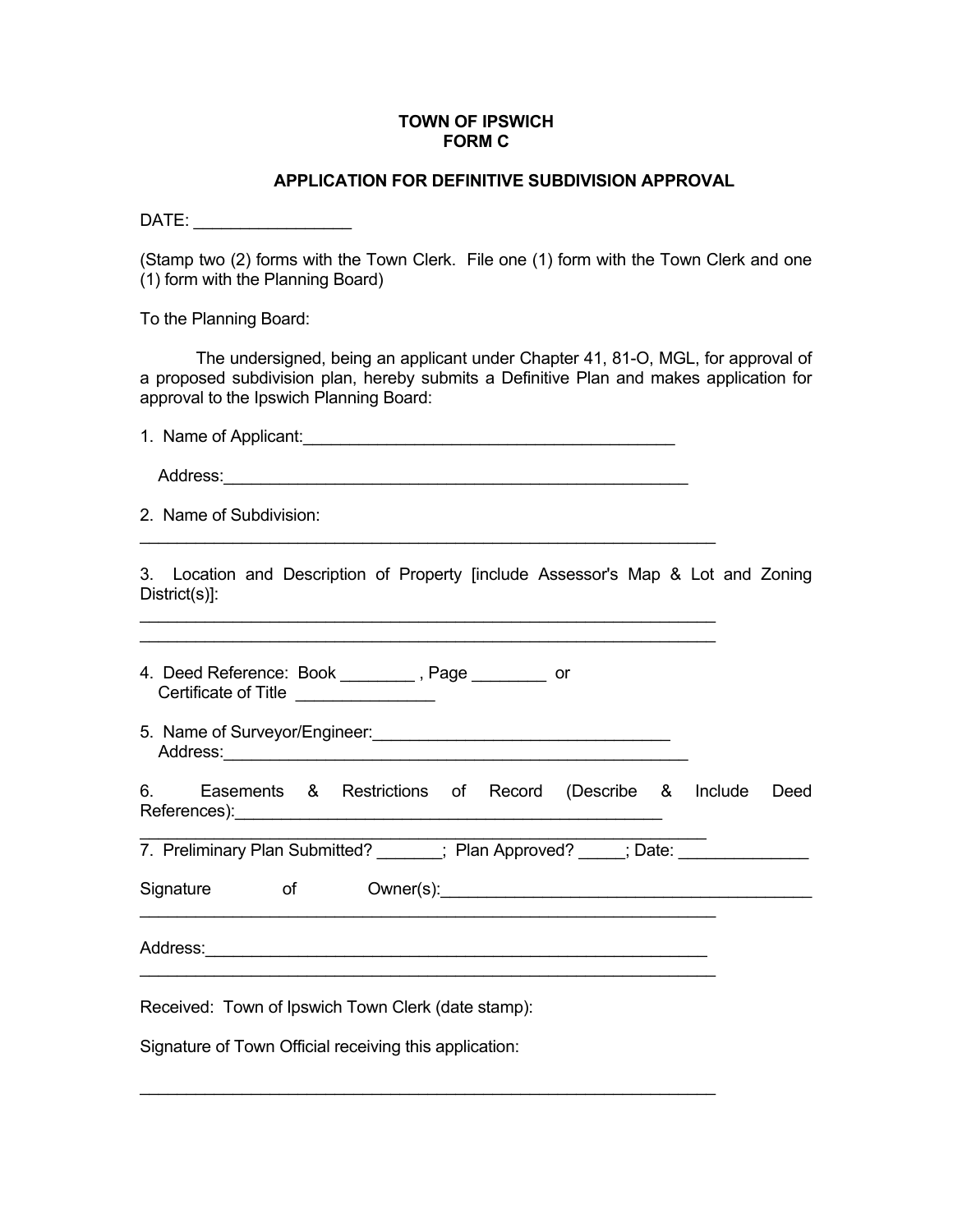**TOWN OF IPSWICH**
**FORM C**

**APPLICATION FOR DEFINITIVE SUBDIVISION APPROVAL**

DATE: _________________

(Stamp two (2) forms with the Town Clerk. File one (1) form with the Town Clerk and one (1) form with the Planning Board)

To the Planning Board:

The undersigned, being an applicant under Chapter 41, 81-O, MGL, for approval of a proposed subdivision plan, hereby submits a Definitive Plan and makes application for approval to the Ipswich Planning Board:

1. Name of Applicant:_________________________________________

   Address:____________________________________________________

2. Name of Subdivision:
_________________________________________________________________

3. Location and Description of Property [include Assessor's Map & Lot and Zoning District(s)]:
_________________________________________________________________
_________________________________________________________________

4. Deed Reference: Book ________ , Page ________ or
   Certificate of Title _______________

5. Name of Surveyor/Engineer:________________________________
   Address:____________________________________________________

6. Easements & Restrictions of Record (Describe & Include Deed References):_______________________________________________
_________________________________________________________________

7. Preliminary Plan Submitted? _______; Plan Approved? _____; Date: ______________

Signature of Owner(s):_________________________________________
_________________________________________________________________

Address:___________________________________________________________
_________________________________________________________________

Received: Town of Ipswich Town Clerk (date stamp):

Signature of Town Official receiving this application:

_________________________________________________________________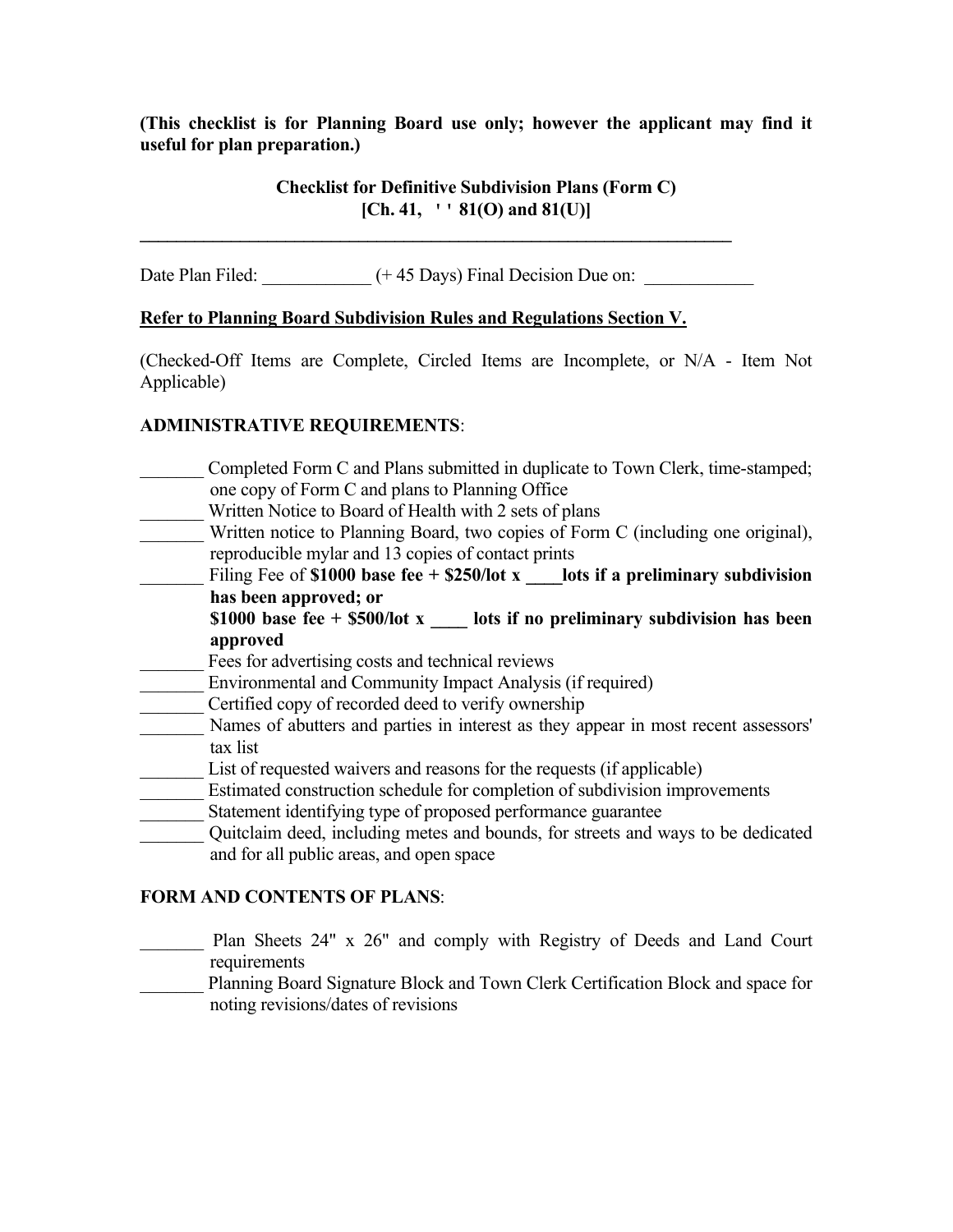**(This checklist is for Planning Board use only; however the applicant may find it useful for plan preparation.)**

**Checklist for Definitive Subdivision Plans (Form C)**
**[Ch. 41, ' ' 81(O) and 81(U)]**

---

Date Plan Filed: ____________ (+ 45 Days) Final Decision Due on: ____________

**Refer to Planning Board Subdivision Rules and Regulations Section V.**

(Checked-Off Items are Complete, Circled Items are Incomplete, or N/A - Item Not Applicable)

**ADMINISTRATIVE REQUIREMENTS**:

_______ Completed Form C and Plans submitted in duplicate to Town Clerk, time-stamped; one copy of Form C and plans to Planning Office

_______ Written Notice to Board of Health with 2 sets of plans

_______ Written notice to Planning Board, two copies of Form C (including one original), reproducible mylar and 13 copies of contact prints

_______ Filing Fee of **$1000 base fee + $250/lot x ____lots if a preliminary subdivision has been approved; or**
**$1000 base fee + $500/lot x ____ lots if no preliminary subdivision has been approved**

_______ Fees for advertising costs and technical reviews

_______ Environmental and Community Impact Analysis (if required)

_______ Certified copy of recorded deed to verify ownership

_______ Names of abutters and parties in interest as they appear in most recent assessors' tax list

_______ List of requested waivers and reasons for the requests (if applicable)

_______ Estimated construction schedule for completion of subdivision improvements

_______ Statement identifying type of proposed performance guarantee

_______ Quitclaim deed, including metes and bounds, for streets and ways to be dedicated and for all public areas, and open space

**FORM AND CONTENTS OF PLANS**:

_______ Plan Sheets 24" x 26" and comply with Registry of Deeds and Land Court requirements

_______ Planning Board Signature Block and Town Clerk Certification Block and space for noting revisions/dates of revisions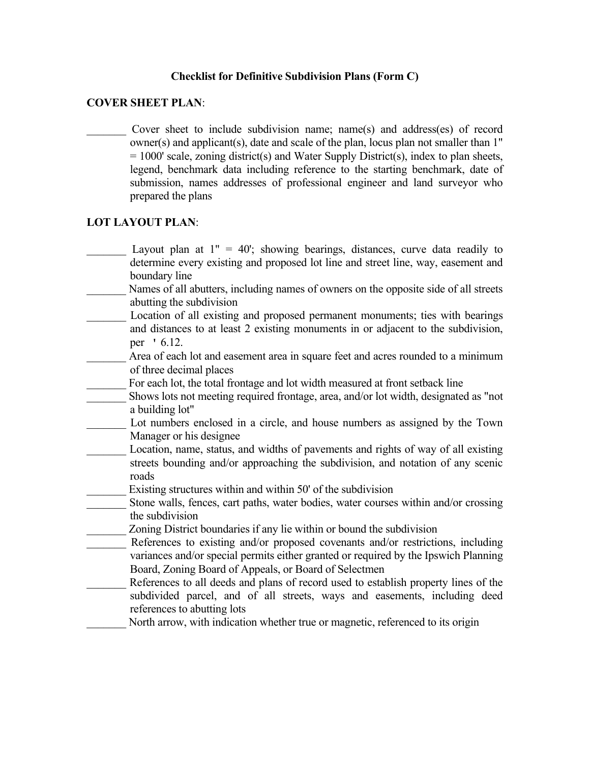**Checklist for Definitive Subdivision Plans (Form C)**

**COVER SHEET PLAN**:

_______ Cover sheet to include subdivision name; name(s) and address(es) of record owner(s) and applicant(s), date and scale of the plan, locus plan not smaller than 1" = 1000' scale, zoning district(s) and Water Supply District(s), index to plan sheets, legend, benchmark data including reference to the starting benchmark, date of submission, names addresses of professional engineer and land surveyor who prepared the plans

**LOT LAYOUT PLAN**:

_______ Layout plan at 1" = 40'; showing bearings, distances, curve data readily to determine every existing and proposed lot line and street line, way, easement and boundary line

_______ Names of all abutters, including names of owners on the opposite side of all streets abutting the subdivision

_______ Location of all existing and proposed permanent monuments; ties with bearings and distances to at least 2 existing monuments in or adjacent to the subdivision, per ' 6.12.

_______ Area of each lot and easement area in square feet and acres rounded to a minimum of three decimal places

_______ For each lot, the total frontage and lot width measured at front setback line

_______ Shows lots not meeting required frontage, area, and/or lot width, designated as "not a building lot"

_______ Lot numbers enclosed in a circle, and house numbers as assigned by the Town Manager or his designee

_______ Location, name, status, and widths of pavements and rights of way of all existing streets bounding and/or approaching the subdivision, and notation of any scenic roads

_______ Existing structures within and within 50' of the subdivision

_______ Stone walls, fences, cart paths, water bodies, water courses within and/or crossing the subdivision

_______ Zoning District boundaries if any lie within or bound the subdivision

_______ References to existing and/or proposed covenants and/or restrictions, including variances and/or special permits either granted or required by the Ipswich Planning Board, Zoning Board of Appeals, or Board of Selectmen

_______ References to all deeds and plans of record used to establish property lines of the subdivided parcel, and of all streets, ways and easements, including deed references to abutting lots

_______ North arrow, with indication whether true or magnetic, referenced to its origin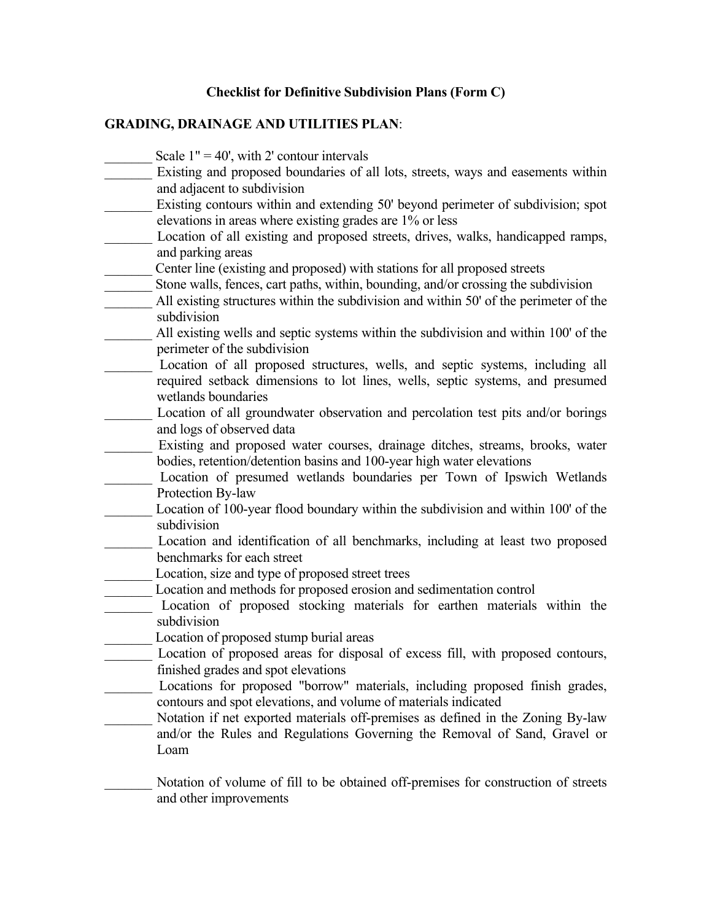**Checklist for Definitive Subdivision Plans (Form C)**

**GRADING, DRAINAGE AND UTILITIES PLAN**:

_______ Scale 1" = 40', with 2' contour intervals

_______ Existing and proposed boundaries of all lots, streets, ways and easements within and adjacent to subdivision

_______ Existing contours within and extending 50' beyond perimeter of subdivision; spot elevations in areas where existing grades are 1% or less

_______ Location of all existing and proposed streets, drives, walks, handicapped ramps, and parking areas

_______ Center line (existing and proposed) with stations for all proposed streets

_______ Stone walls, fences, cart paths, within, bounding, and/or crossing the subdivision

_______ All existing structures within the subdivision and within 50' of the perimeter of the subdivision

_______ All existing wells and septic systems within the subdivision and within 100' of the perimeter of the subdivision

_______ Location of all proposed structures, wells, and septic systems, including all required setback dimensions to lot lines, wells, septic systems, and presumed wetlands boundaries

_______ Location of all groundwater observation and percolation test pits and/or borings and logs of observed data

_______ Existing and proposed water courses, drainage ditches, streams, brooks, water bodies, retention/detention basins and 100-year high water elevations

_______ Location of presumed wetlands boundaries per Town of Ipswich Wetlands Protection By-law

_______ Location of 100-year flood boundary within the subdivision and within 100' of the subdivision

_______ Location and identification of all benchmarks, including at least two proposed benchmarks for each street

_______ Location, size and type of proposed street trees

_______ Location and methods for proposed erosion and sedimentation control

_______ Location of proposed stocking materials for earthen materials within the subdivision

_______ Location of proposed stump burial areas

_______ Location of proposed areas for disposal of excess fill, with proposed contours, finished grades and spot elevations

_______ Locations for proposed "borrow" materials, including proposed finish grades, contours and spot elevations, and volume of materials indicated

_______ Notation if net exported materials off-premises as defined in the Zoning By-law and/or the Rules and Regulations Governing the Removal of Sand, Gravel or Loam

_______ Notation of volume of fill to be obtained off-premises for construction of streets and other improvements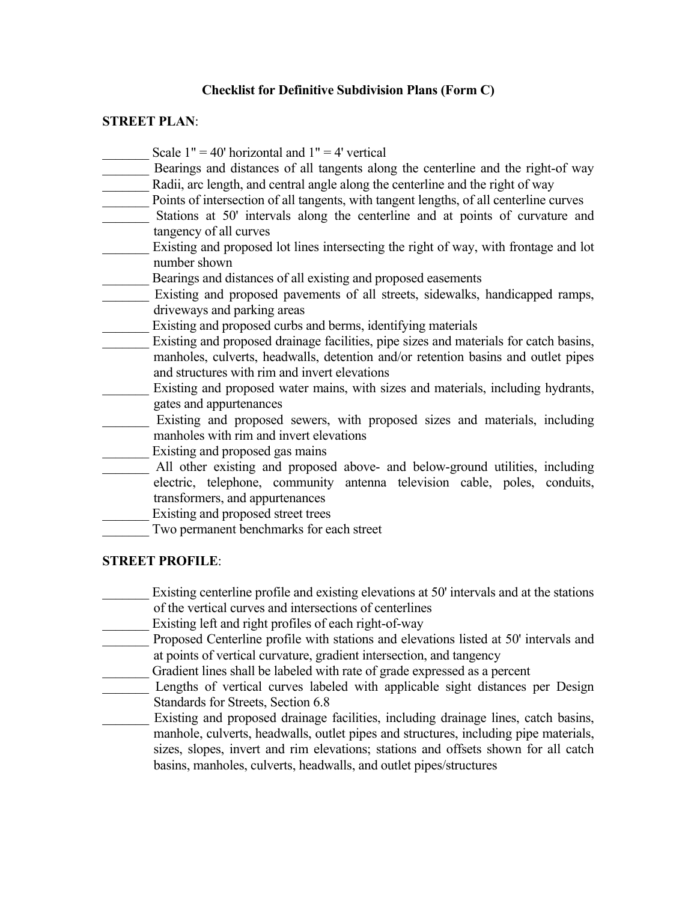# Checklist for Definitive Subdivision Plans (Form C)

**STREET PLAN**:

_______ Scale 1" = 40' horizontal and 1" = 4' vertical
_______ Bearings and distances of all tangents along the centerline and the right-of way
_______ Radii, arc length, and central angle along the centerline and the right of way
_______ Points of intersection of all tangents, with tangent lengths, of all centerline curves
_______ Stations at 50' intervals along the centerline and at points of curvature and tangency of all curves
_______ Existing and proposed lot lines intersecting the right of way, with frontage and lot number shown
_______ Bearings and distances of all existing and proposed easements
_______ Existing and proposed pavements of all streets, sidewalks, handicapped ramps, driveways and parking areas
_______ Existing and proposed curbs and berms, identifying materials
_______ Existing and proposed drainage facilities, pipe sizes and materials for catch basins, manholes, culverts, headwalls, detention and/or retention basins and outlet pipes and structures with rim and invert elevations
_______ Existing and proposed water mains, with sizes and materials, including hydrants, gates and appurtenances
_______ Existing and proposed sewers, with proposed sizes and materials, including manholes with rim and invert elevations
_______ Existing and proposed gas mains
_______ All other existing and proposed above- and below-ground utilities, including electric, telephone, community antenna television cable, poles, conduits, transformers, and appurtenances
_______ Existing and proposed street trees
_______ Two permanent benchmarks for each street

**STREET PROFILE**:

_______ Existing centerline profile and existing elevations at 50' intervals and at the stations of the vertical curves and intersections of centerlines
_______ Existing left and right profiles of each right-of-way
_______ Proposed Centerline profile with stations and elevations listed at 50' intervals and at points of vertical curvature, gradient intersection, and tangency
_______ Gradient lines shall be labeled with rate of grade expressed as a percent
_______ Lengths of vertical curves labeled with applicable sight distances per Design Standards for Streets, Section 6.8
_______ Existing and proposed drainage facilities, including drainage lines, catch basins, manhole, culverts, headwalls, outlet pipes and structures, including pipe materials, sizes, slopes, invert and rim elevations; stations and offsets shown for all catch basins, manholes, culverts, headwalls, and outlet pipes/structures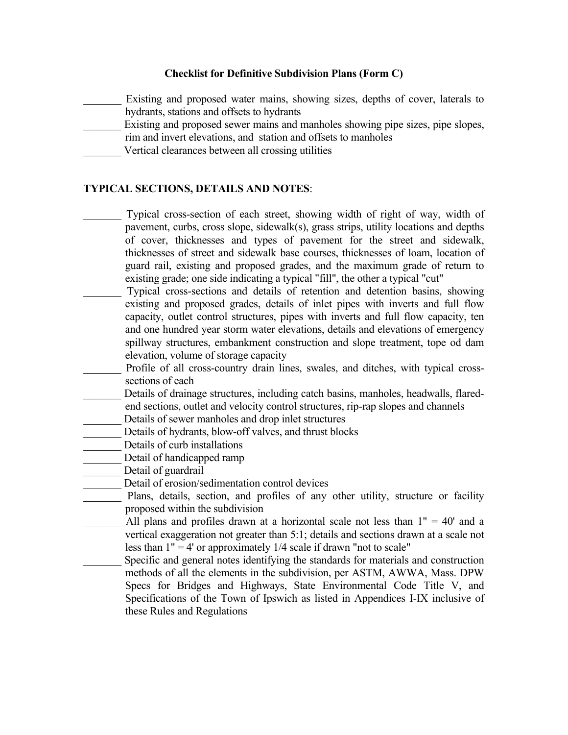**Checklist for Definitive Subdivision Plans (Form C)**

_______ Existing and proposed water mains, showing sizes, depths of cover, laterals to hydrants, stations and offsets to hydrants

_______ Existing and proposed sewer mains and manholes showing pipe sizes, pipe slopes, rim and invert elevations, and station and offsets to manholes

_______ Vertical clearances between all crossing utilities

**TYPICAL SECTIONS, DETAILS AND NOTES**:

_______ Typical cross-section of each street, showing width of right of way, width of pavement, curbs, cross slope, sidewalk(s), grass strips, utility locations and depths of cover, thicknesses and types of pavement for the street and sidewalk, thicknesses of street and sidewalk base courses, thicknesses of loam, location of guard rail, existing and proposed grades, and the maximum grade of return to existing grade; one side indicating a typical "fill", the other a typical "cut"

_______ Typical cross-sections and details of retention and detention basins, showing existing and proposed grades, details of inlet pipes with inverts and full flow capacity, outlet control structures, pipes with inverts and full flow capacity, ten and one hundred year storm water elevations, details and elevations of emergency spillway structures, embankment construction and slope treatment, tope od dam elevation, volume of storage capacity

_______ Profile of all cross-country drain lines, swales, and ditches, with typical cross-sections of each

_______ Details of drainage structures, including catch basins, manholes, headwalls, flared-end sections, outlet and velocity control structures, rip-rap slopes and channels

_______ Details of sewer manholes and drop inlet structures

_______ Details of hydrants, blow-off valves, and thrust blocks

_______ Details of curb installations

_______ Detail of handicapped ramp

_______ Detail of guardrail

_______ Detail of erosion/sedimentation control devices

_______ Plans, details, section, and profiles of any other utility, structure or facility proposed within the subdivision

_______ All plans and profiles drawn at a horizontal scale not less than 1" = 40' and a vertical exaggeration not greater than 5:1; details and sections drawn at a scale not less than 1" = 4' or approximately 1/4 scale if drawn "not to scale"

_______ Specific and general notes identifying the standards for materials and construction methods of all the elements in the subdivision, per ASTM, AWWA, Mass. DPW Specs for Bridges and Highways, State Environmental Code Title V, and Specifications of the Town of Ipswich as listed in Appendices I-IX inclusive of these Rules and Regulations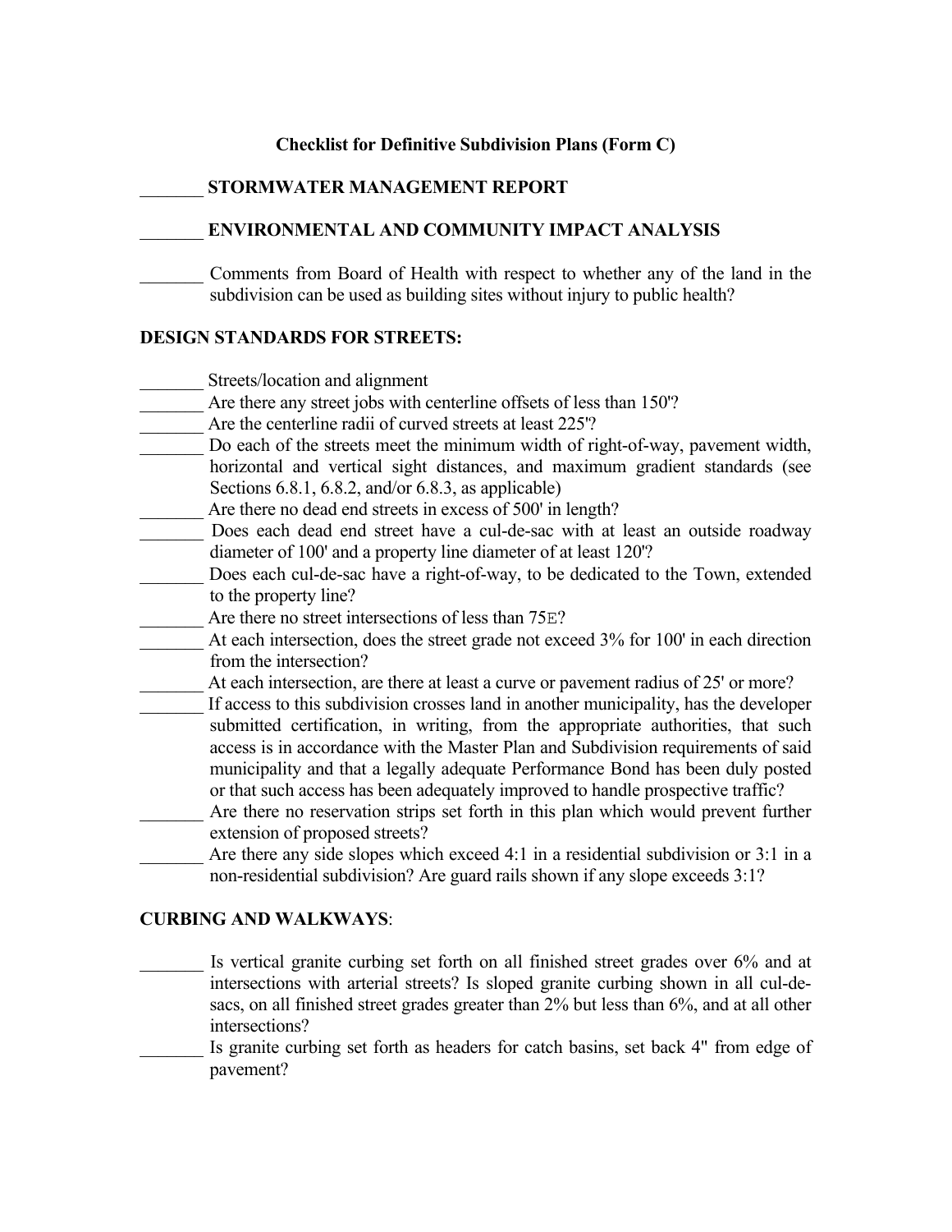**Checklist for Definitive Subdivision Plans (Form C)**

_______ **STORMWATER MANAGEMENT REPORT**

_______ **ENVIRONMENTAL AND COMMUNITY IMPACT ANALYSIS**

_______ Comments from Board of Health with respect to whether any of the land in the subdivision can be used as building sites without injury to public health?

**DESIGN STANDARDS FOR STREETS:**

_______ Streets/location and alignment
_______ Are there any street jobs with centerline offsets of less than 150'?
_______ Are the centerline radii of curved streets at least 225'?
_______ Do each of the streets meet the minimum width of right-of-way, pavement width, horizontal and vertical sight distances, and maximum gradient standards (see Sections 6.8.1, 6.8.2, and/or 6.8.3, as applicable)
_______ Are there no dead end streets in excess of 500' in length?
_______ Does each dead end street have a cul-de-sac with at least an outside roadway diameter of 100' and a property line diameter of at least 120'?
_______ Does each cul-de-sac have a right-of-way, to be dedicated to the Town, extended to the property line?
_______ Are there no street intersections of less than 75E?
_______ At each intersection, does the street grade not exceed 3% for 100' in each direction from the intersection?
_______ At each intersection, are there at least a curve or pavement radius of 25' or more?
_______ If access to this subdivision crosses land in another municipality, has the developer submitted certification, in writing, from the appropriate authorities, that such access is in accordance with the Master Plan and Subdivision requirements of said municipality and that a legally adequate Performance Bond has been duly posted or that such access has been adequately improved to handle prospective traffic?
_______ Are there no reservation strips set forth in this plan which would prevent further extension of proposed streets?
_______ Are there any side slopes which exceed 4:1 in a residential subdivision or 3:1 in a non-residential subdivision? Are guard rails shown if any slope exceeds 3:1?

**CURBING AND WALKWAYS**:

_______ Is vertical granite curbing set forth on all finished street grades over 6% and at intersections with arterial streets? Is sloped granite curbing shown in all cul-de-sacs, on all finished street grades greater than 2% but less than 6%, and at all other intersections?
_______ Is granite curbing set forth as headers for catch basins, set back 4" from edge of pavement?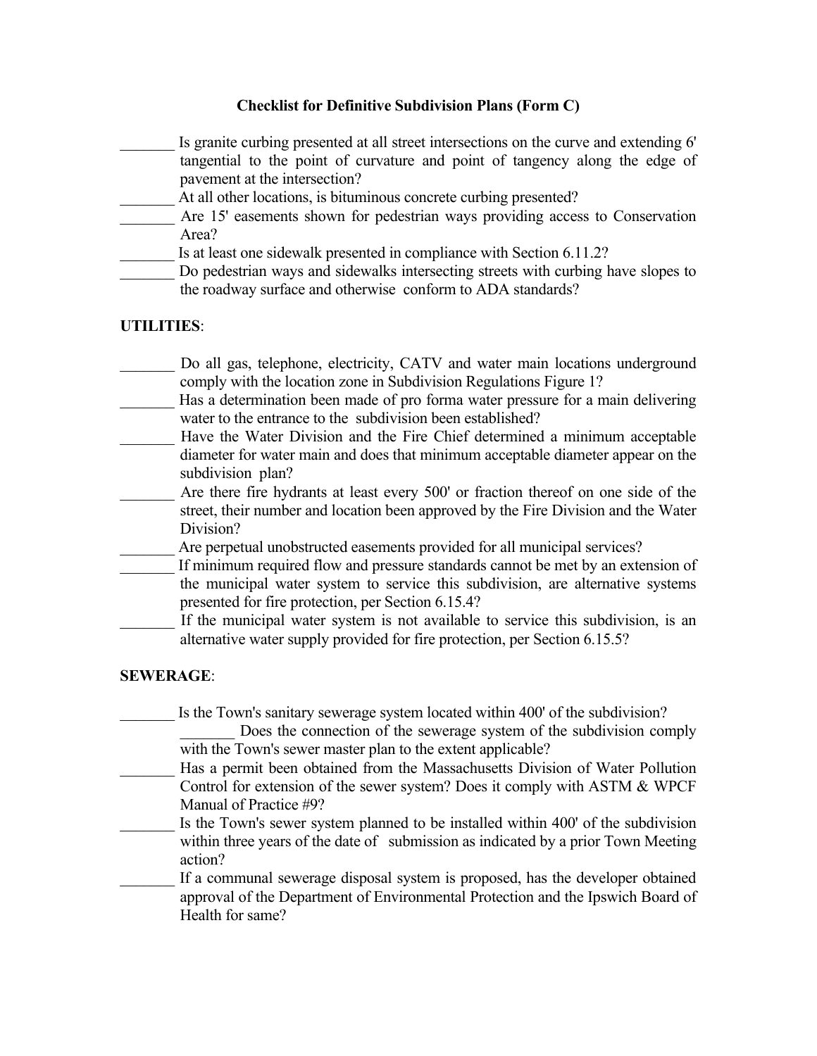# Checklist for Definitive Subdivision Plans (Form C)

_______ Is granite curbing presented at all street intersections on the curve and extending 6' tangential to the point of curvature and point of tangency along the edge of pavement at the intersection?

_______ At all other locations, is bituminous concrete curbing presented?

_______ Are 15' easements shown for pedestrian ways providing access to Conservation Area?

_______ Is at least one sidewalk presented in compliance with Section 6.11.2?

_______ Do pedestrian ways and sidewalks intersecting streets with curbing have slopes to the roadway surface and otherwise conform to ADA standards?

**UTILITIES**:

_______ Do all gas, telephone, electricity, CATV and water main locations underground comply with the location zone in Subdivision Regulations Figure 1?

_______ Has a determination been made of pro forma water pressure for a main delivering water to the entrance to the subdivision been established?

_______ Have the Water Division and the Fire Chief determined a minimum acceptable diameter for water main and does that minimum acceptable diameter appear on the subdivision plan?

_______ Are there fire hydrants at least every 500' or fraction thereof on one side of the street, their number and location been approved by the Fire Division and the Water Division?

_______ Are perpetual unobstructed easements provided for all municipal services?

_______ If minimum required flow and pressure standards cannot be met by an extension of the municipal water system to service this subdivision, are alternative systems presented for fire protection, per Section 6.15.4?

_______ If the municipal water system is not available to service this subdivision, is an alternative water supply provided for fire protection, per Section 6.15.5?

**SEWERAGE**:

_______ Is the Town's sanitary sewerage system located within 400' of the subdivision?

_______ Does the connection of the sewerage system of the subdivision comply with the Town's sewer master plan to the extent applicable?

_______ Has a permit been obtained from the Massachusetts Division of Water Pollution Control for extension of the sewer system? Does it comply with ASTM & WPCF Manual of Practice #9?

_______ Is the Town's sewer system planned to be installed within 400' of the subdivision within three years of the date of submission as indicated by a prior Town Meeting action?

_______ If a communal sewerage disposal system is proposed, has the developer obtained approval of the Department of Environmental Protection and the Ipswich Board of Health for same?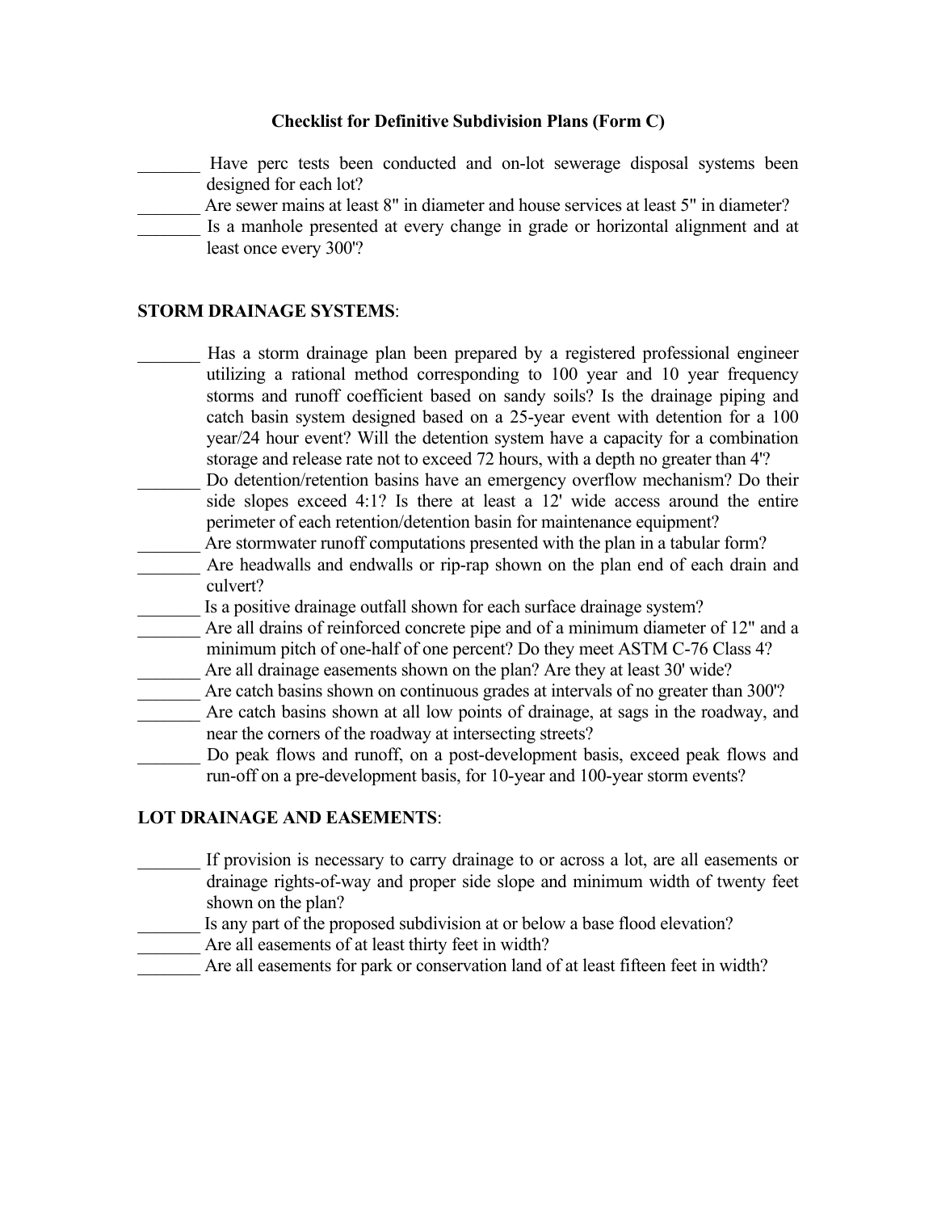**Checklist for Definitive Subdivision Plans (Form C)**

_______ Have perc tests been conducted and on-lot sewerage disposal systems been designed for each lot?
_______ Are sewer mains at least 8" in diameter and house services at least 5" in diameter?
_______ Is a manhole presented at every change in grade or horizontal alignment and at least once every 300'?

**STORM DRAINAGE SYSTEMS**:

_______ Has a storm drainage plan been prepared by a registered professional engineer utilizing a rational method corresponding to 100 year and 10 year frequency storms and runoff coefficient based on sandy soils? Is the drainage piping and catch basin system designed based on a 25-year event with detention for a 100 year/24 hour event? Will the detention system have a capacity for a combination storage and release rate not to exceed 72 hours, with a depth no greater than 4'?
_______ Do detention/retention basins have an emergency overflow mechanism? Do their side slopes exceed 4:1? Is there at least a 12' wide access around the entire perimeter of each retention/detention basin for maintenance equipment?
_______ Are stormwater runoff computations presented with the plan in a tabular form?
_______ Are headwalls and endwalls or rip-rap shown on the plan end of each drain and culvert?
_______ Is a positive drainage outfall shown for each surface drainage system?
_______ Are all drains of reinforced concrete pipe and of a minimum diameter of 12" and a minimum pitch of one-half of one percent? Do they meet ASTM C-76 Class 4?
_______ Are all drainage easements shown on the plan? Are they at least 30' wide?
_______ Are catch basins shown on continuous grades at intervals of no greater than 300'?
_______ Are catch basins shown at all low points of drainage, at sags in the roadway, and near the corners of the roadway at intersecting streets?
_______ Do peak flows and runoff, on a post-development basis, exceed peak flows and run-off on a pre-development basis, for 10-year and 100-year storm events?

**LOT DRAINAGE AND EASEMENTS**:

_______ If provision is necessary to carry drainage to or across a lot, are all easements or drainage rights-of-way and proper side slope and minimum width of twenty feet shown on the plan?
_______ Is any part of the proposed subdivision at or below a base flood elevation?
_______ Are all easements of at least thirty feet in width?
_______ Are all easements for park or conservation land of at least fifteen feet in width?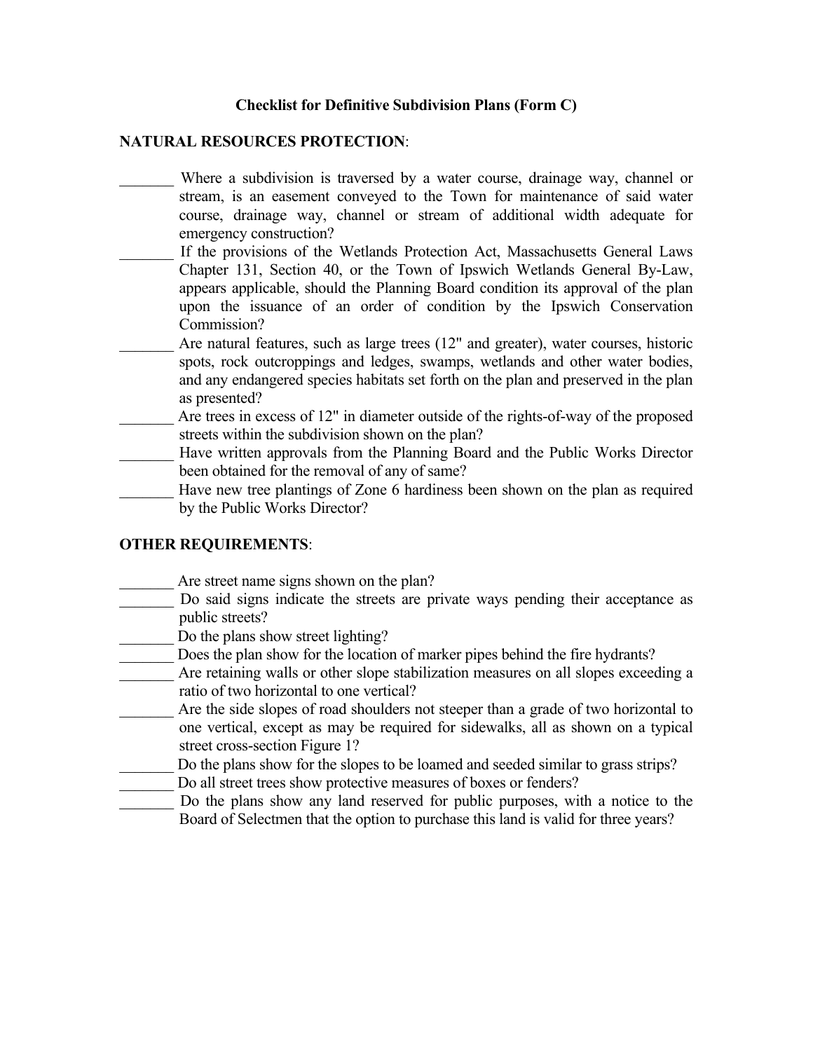# Checklist for Definitive Subdivision Plans (Form C)

**NATURAL RESOURCES PROTECTION**:

_______ Where a subdivision is traversed by a water course, drainage way, channel or stream, is an easement conveyed to the Town for maintenance of said water course, drainage way, channel or stream of additional width adequate for emergency construction?

_______ If the provisions of the Wetlands Protection Act, Massachusetts General Laws Chapter 131, Section 40, or the Town of Ipswich Wetlands General By-Law, appears applicable, should the Planning Board condition its approval of the plan upon the issuance of an order of condition by the Ipswich Conservation Commission?

_______ Are natural features, such as large trees (12" and greater), water courses, historic spots, rock outcroppings and ledges, swamps, wetlands and other water bodies, and any endangered species habitats set forth on the plan and preserved in the plan as presented?

_______ Are trees in excess of 12" in diameter outside of the rights-of-way of the proposed streets within the subdivision shown on the plan?

_______ Have written approvals from the Planning Board and the Public Works Director been obtained for the removal of any of same?

_______ Have new tree plantings of Zone 6 hardiness been shown on the plan as required by the Public Works Director?

**OTHER REQUIREMENTS**:

_______ Are street name signs shown on the plan?

_______ Do said signs indicate the streets are private ways pending their acceptance as public streets?

_______ Do the plans show street lighting?

_______ Does the plan show for the location of marker pipes behind the fire hydrants?

_______ Are retaining walls or other slope stabilization measures on all slopes exceeding a ratio of two horizontal to one vertical?

_______ Are the side slopes of road shoulders not steeper than a grade of two horizontal to one vertical, except as may be required for sidewalks, all as shown on a typical street cross-section Figure 1?

_______ Do the plans show for the slopes to be loamed and seeded similar to grass strips?

_______ Do all street trees show protective measures of boxes or fenders?

_______ Do the plans show any land reserved for public purposes, with a notice to the Board of Selectmen that the option to purchase this land is valid for three years?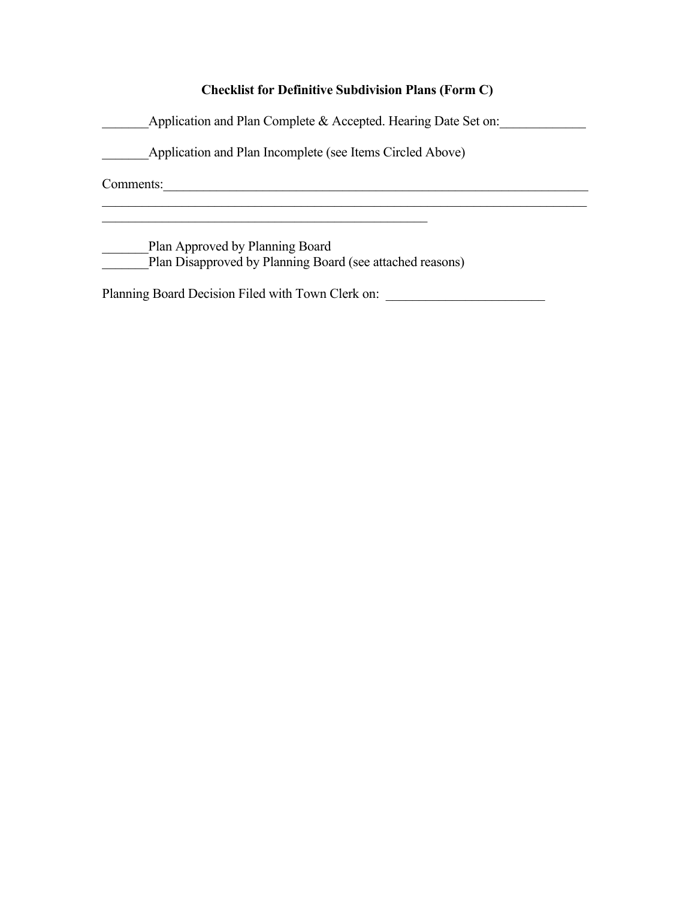**Checklist for Definitive Subdivision Plans (Form C)**

_______Application and Plan Complete & Accepted. Hearing Date Set on:_____________

_______Application and Plan Incomplete (see Items Circled Above)

Comments:_____________________________________________________________________
_____________________________________________________________________________
__________________________________________________

_______Plan Approved by Planning Board
_______Plan Disapproved by Planning Board (see attached reasons)

Planning Board Decision Filed with Town Clerk on: ________________________